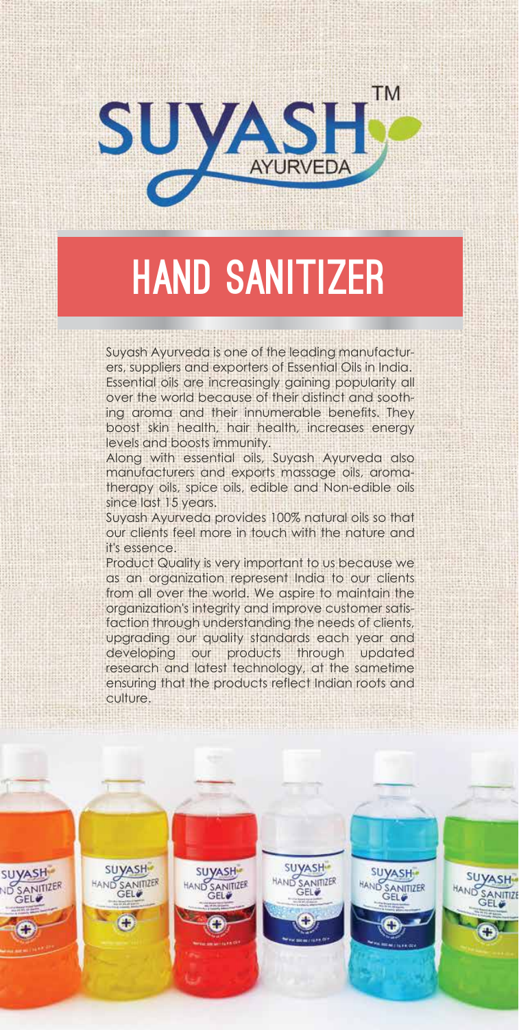SUYASH™ AYURVEDA

# HAND SANITIZER

Suyash Ayurveda is one of the leading manufacturers, suppliers and exporters of Essential Oils in India. Essential oils are increasingly gaining popularity all over the world because of their distinct and soothing aroma and their innumerable benefits. They boost skin health, hair health, increases energy levels and boosts immunity.

Along with essential oils, Suyash Ayurveda also manufacturers and exports massage oils, aromatherapy oils, spice oils, edible and Non-edible oils since last 15 years.

Suyash Ayurveda provides 100% natural oils so that our clients feel more in touch with the nature and it's essence.

Product Quality is very important to us because we as an organization represent India to our clients from all over the world. We aspire to maintain the organization's integrity and improve customer satisfaction through understanding the needs of clients, upgrading our quality standards each year and developing our products through updated research and latest technology, at the sametime ensuring that the products reflect Indian roots and culture.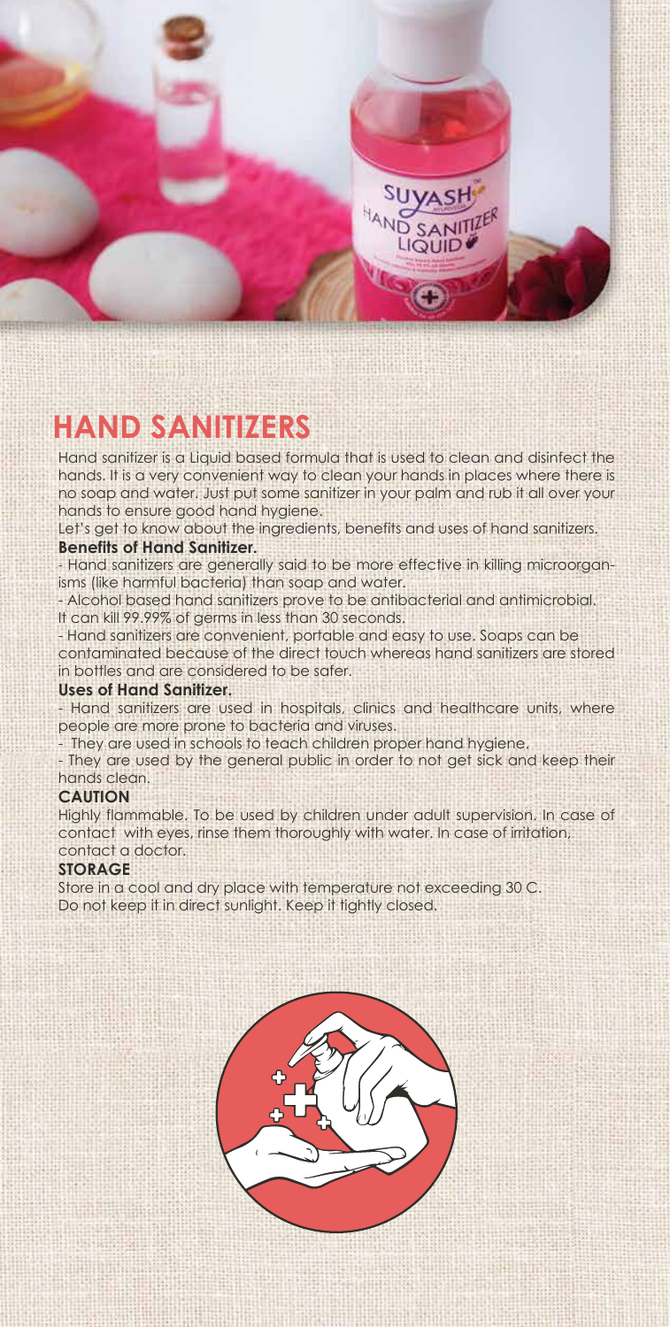# HAND SANITIZERS

Hand sanitizer is a Liquid based formula that is used to clean and disinfect the hands. It is a very convenient way to clean your hands in places where there is no soap and water. Just put some sanitizer in your palm and rub it all over your hands to ensure good hand hygiene.

Let's get to know about the ingredients, benefits and uses of hand sanitizers.

**Benefits of Hand Sanitizer.**

- Hand sanitizers are generally said to be more effective in killing microorganisms (like harmful bacteria) than soap and water.
- Alcohol based hand sanitizers prove to be antibacterial and antimicrobial. It can kill 99.99% of germs in less than 30 seconds.
- Hand sanitizers are convenient, portable and easy to use. Soaps can be contaminated because of the direct touch whereas hand sanitizers are stored in bottles and are considered to be safer.

**Uses of Hand Sanitizer.**

- Hand sanitizers are used in hospitals, clinics and healthcare units, where people are more prone to bacteria and viruses.
- They are used in schools to teach children proper hand hygiene.
- They are used by the general public in order to not get sick and keep their hands clean.

**CAUTION**

Highly flammable. To be used by children under adult supervision. In case of contact with eyes, rinse them thoroughly with water. In case of irritation, contact a doctor.

**STORAGE**

Store in a cool and dry place with temperature not exceeding 30 C.
Do not keep it in direct sunlight. Keep it tightly closed.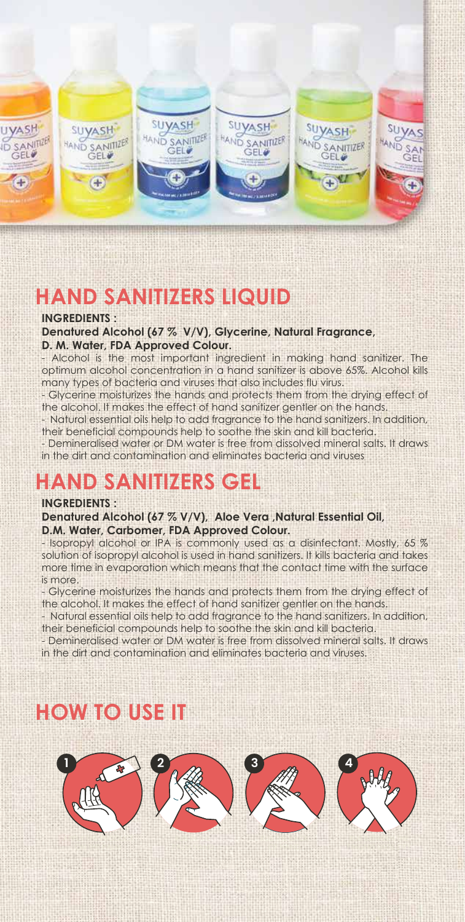## HAND SANITIZERS LIQUID

**INGREDIENTS :**

**Denatured Alcohol (67 % V/V), Glycerine, Natural Fragrance, D. M. Water, FDA Approved Colour.**

- Alcohol is the most important ingredient in making hand sanitizer. The optimum alcohol concentration in a hand sanitizer is above 65%. Alcohol kills many types of bacteria and viruses that also includes flu virus.
- Glycerine moisturizes the hands and protects them from the drying effect of the alcohol. It makes the effect of hand sanitizer gentler on the hands.
- Natural essential oils help to add fragrance to the hand sanitizers. In addition, their beneficial compounds help to soothe the skin and kill bacteria.
- Demineralised water or DM water is free from dissolved mineral salts. It draws in the dirt and contamination and eliminates bacteria and viruses

## HAND SANITIZERS GEL

**INGREDIENTS :**

**Denatured Alcohol (67 % V/V), Aloe Vera ,Natural Essential Oil, D.M. Water, Carbomer, FDA Approved Colour.**

- Isopropyl alcohol or IPA is commonly used as a disinfectant. Mostly, 65 % solution of isopropyl alcohol is used in hand sanitizers. It kills bacteria and takes more time in evaporation which means that the contact time with the surface is more.
- Glycerine moisturizes the hands and protects them from the drying effect of the alcohol. It makes the effect of hand sanitizer gentler on the hands.
- Natural essential oils help to add fragrance to the hand sanitizers. In addition, their beneficial compounds help to soothe the skin and kill bacteria.
- Demineralised water or DM water is free from dissolved mineral salts. It draws in the dirt and contamination and eliminates bacteria and viruses.

## HOW TO USE IT

1 2 3 4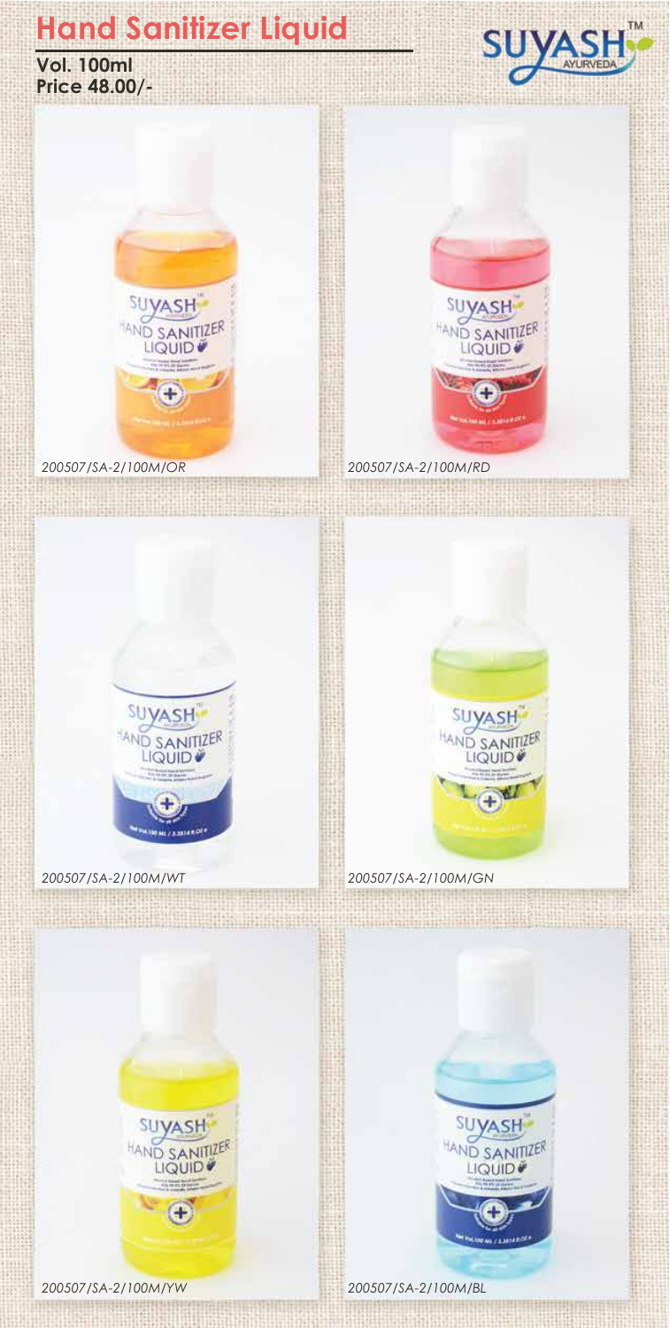# Hand Sanitizer Liquid

**Vol. 100ml**
**Price 48.00/-**

SUYASH™ AYURVEDA

*200507/SA-2/100M/OR*

*200507/SA-2/100M/RD*

*200507/SA-2/100M/WT*

*200507/SA-2/100M/GN*

*200507/SA-2/100M/YW*

*200507/SA-2/100M/BL*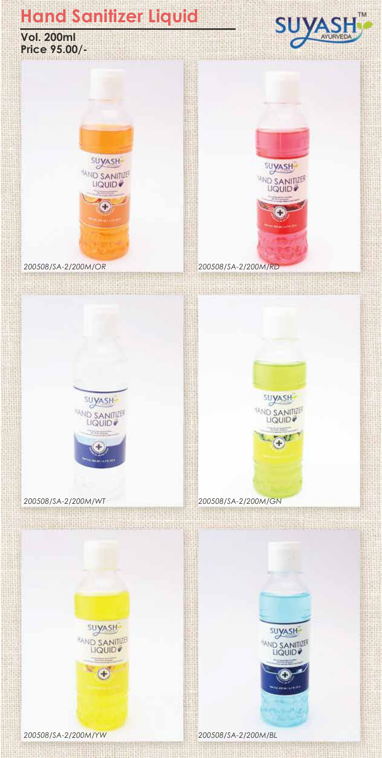# Hand Sanitizer Liquid

**Vol. 200ml**
**Price 95.00/-**

SUYASH™ AYURVEDA

*200508/SA-2/200M/OR*

*200508/SA-2/200M/RD*

*200508/SA-2/200M/WT*

*200508/SA-2/200M/GN*

*200508/SA-2/200M/YW*

*200508/SA-2/200M/BL*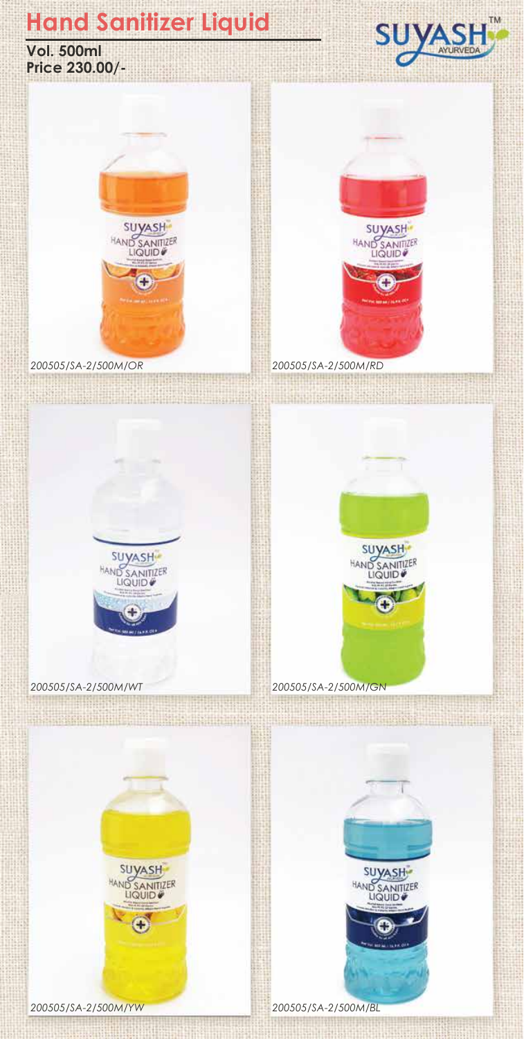# Hand Sanitizer Liquid

**Vol. 500ml**
**Price 230.00/-**

SUYASH™ AYURVEDA

*200505/SA-2/500M/OR*

*200505/SA-2/500M/RD*

*200505/SA-2/500M/WT*

*200505/SA-2/500M/GN*

*200505/SA-2/500M/YW*

*200505/SA-2/500M/BL*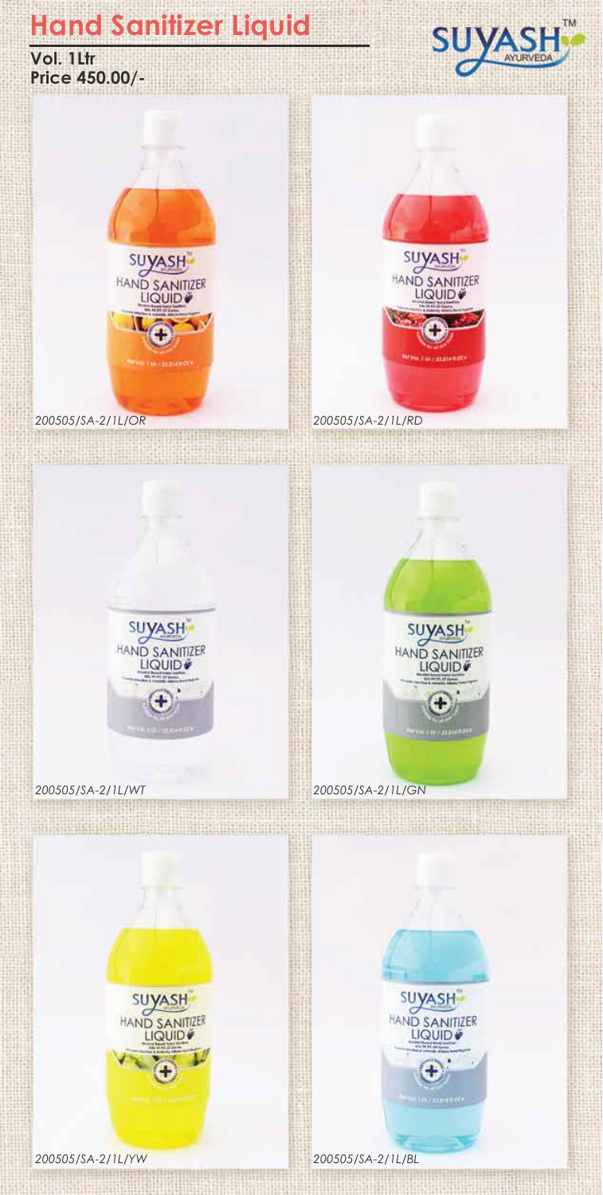# Hand Sanitizer Liquid

**Vol. 1Ltr**
**Price 450.00/-**

*200505/SA-2/1L/OR*

*200505/SA-2/1L/RD*

*200505/SA-2/1L/WT*

*200505/SA-2/1L/GN*

*200505/SA-2/1L/YW*

*200505/SA-2/1L/BL*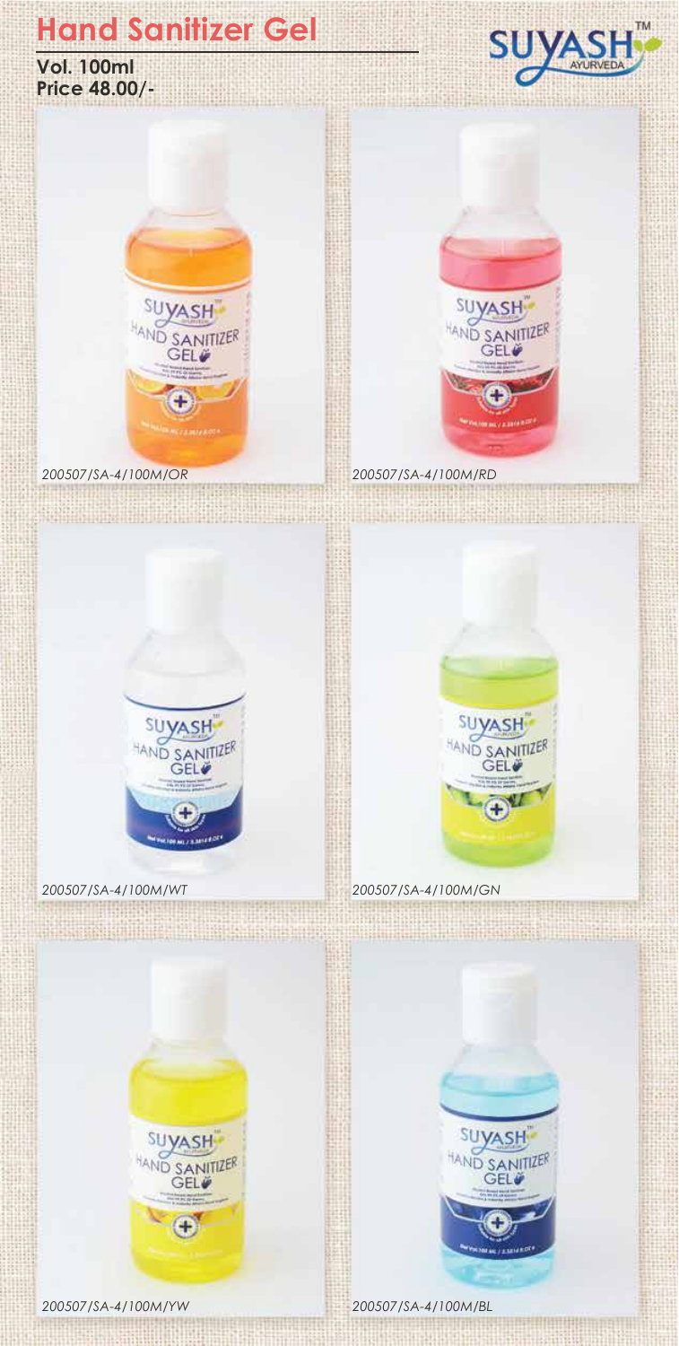# Hand Sanitizer Gel

**Vol. 100ml**
**Price 48.00/-**

SUYASH™ AYURVEDA

*200507/SA-4/100M/OR*

*200507/SA-4/100M/RD*

*200507/SA-4/100M/WT*

*200507/SA-4/100M/GN*

*200507/SA-4/100M/YW*

*200507/SA-4/100M/BL*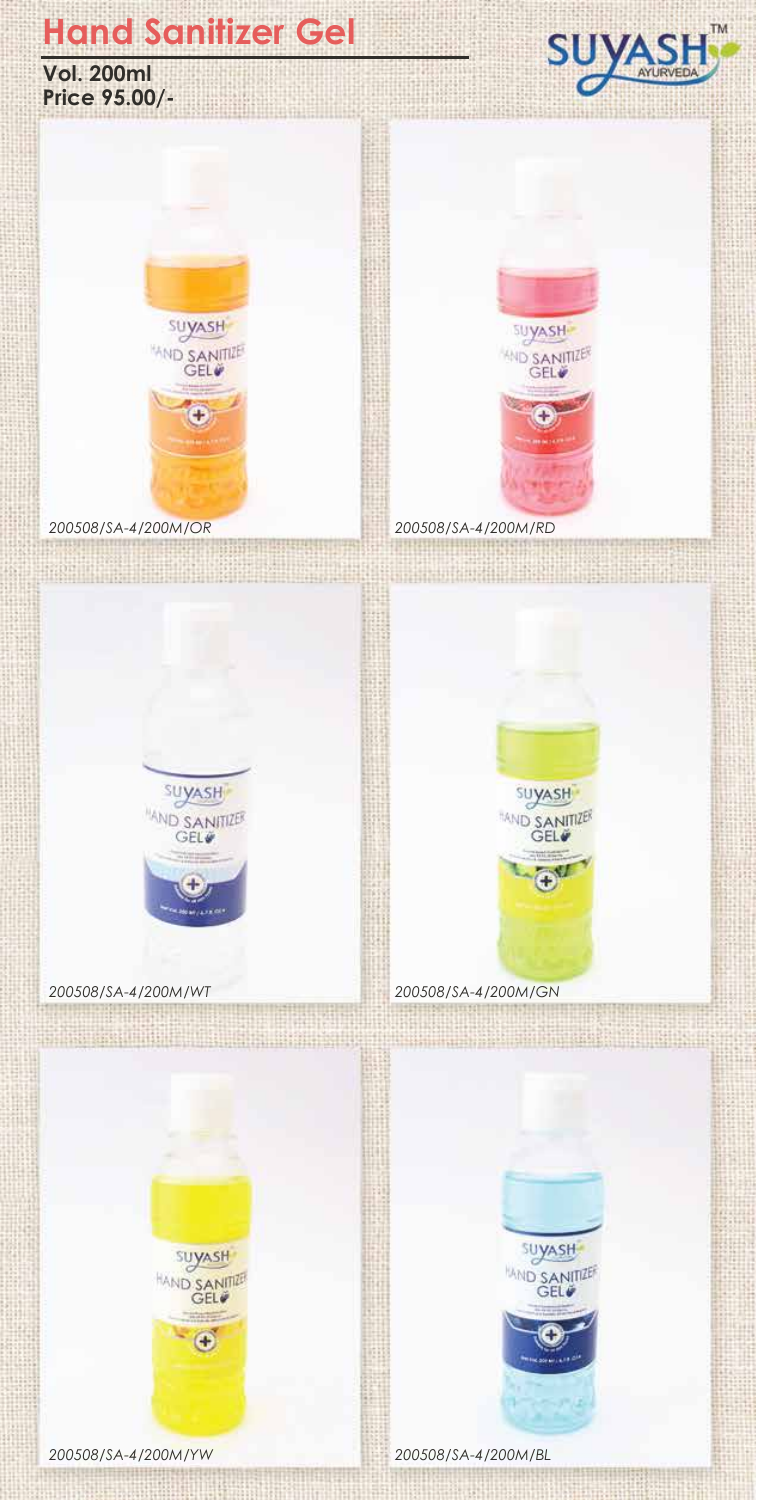# Hand Sanitizer Gel

**Vol. 200ml**
**Price 95.00/-**

*200508/SA-4/200M/OR*

*200508/SA-4/200M/RD*

*200508/SA-4/200M/WT*

*200508/SA-4/200M/GN*

*200508/SA-4/200M/YW*

*200508/SA-4/200M/BL*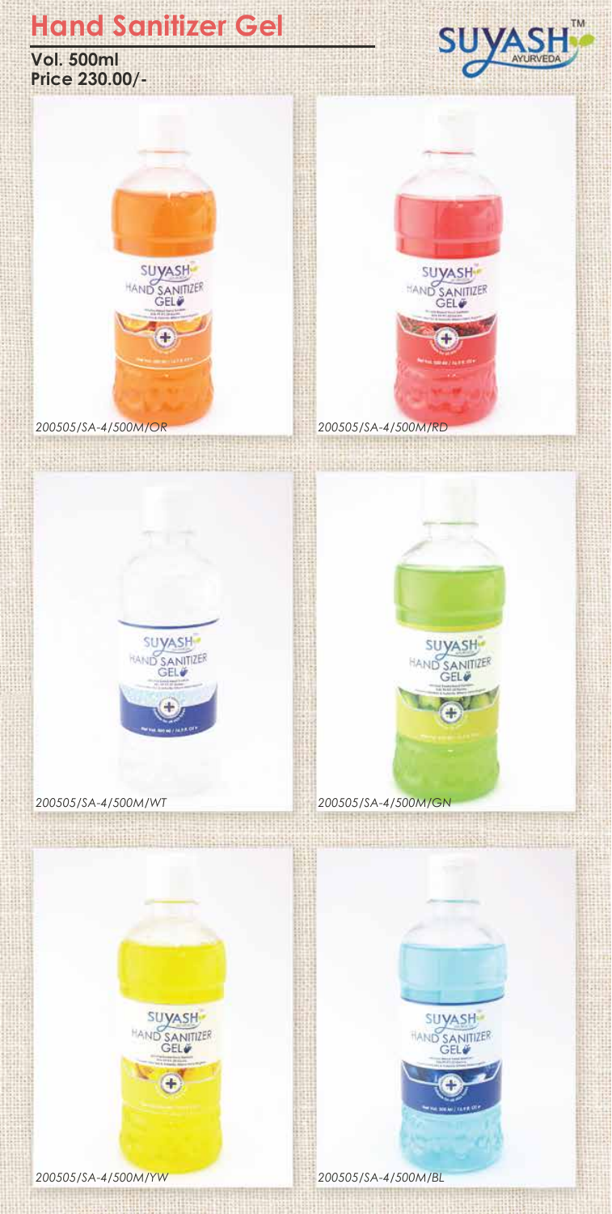# Hand Sanitizer Gel

**Vol. 500ml**
**Price 230.00/-**

*200505/SA-4/500M/OR*

*200505/SA-4/500M/RD*

*200505/SA-4/500M/WT*

*200505/SA-4/500M/GN*

*200505/SA-4/500M/YW*

*200505/SA-4/500M/BL*